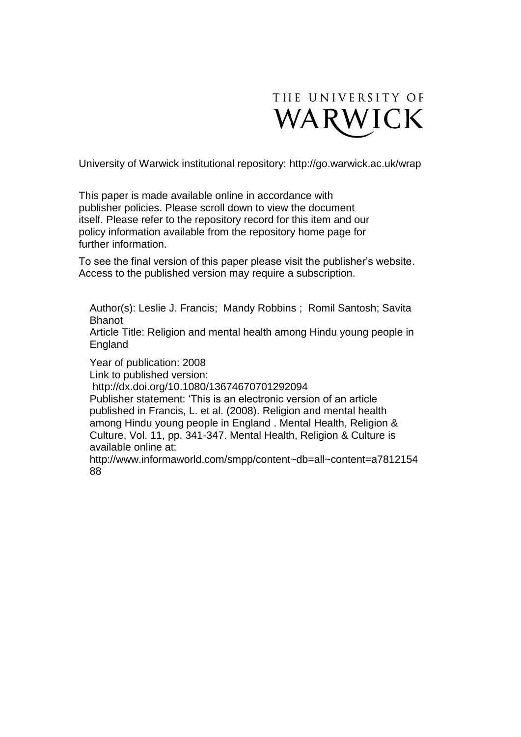THE UNIVERSITY OF WARWICK

University of Warwick institutional repository: http://go.warwick.ac.uk/wrap

This paper is made available online in accordance with publisher policies. Please scroll down to view the document itself. Please refer to the repository record for this item and our policy information available from the repository home page for further information.

To see the final version of this paper please visit the publisher's website. Access to the published version may require a subscription.

Author(s): Leslie J. Francis; Mandy Robbins ; Romil Santosh; Savita Bhanot

Article Title: Religion and mental health among Hindu young people in England

Year of publication: 2008

Link to published version:
http://dx.doi.org/10.1080/13674670701292094

Publisher statement: 'This is an electronic version of an article published in Francis, L. et al. (2008). Religion and mental health among Hindu young people in England . Mental Health, Religion & Culture, Vol. 11, pp. 341-347. Mental Health, Religion & Culture is available online at:
http://www.informaworld.com/smpp/content~db=all~content=a781215488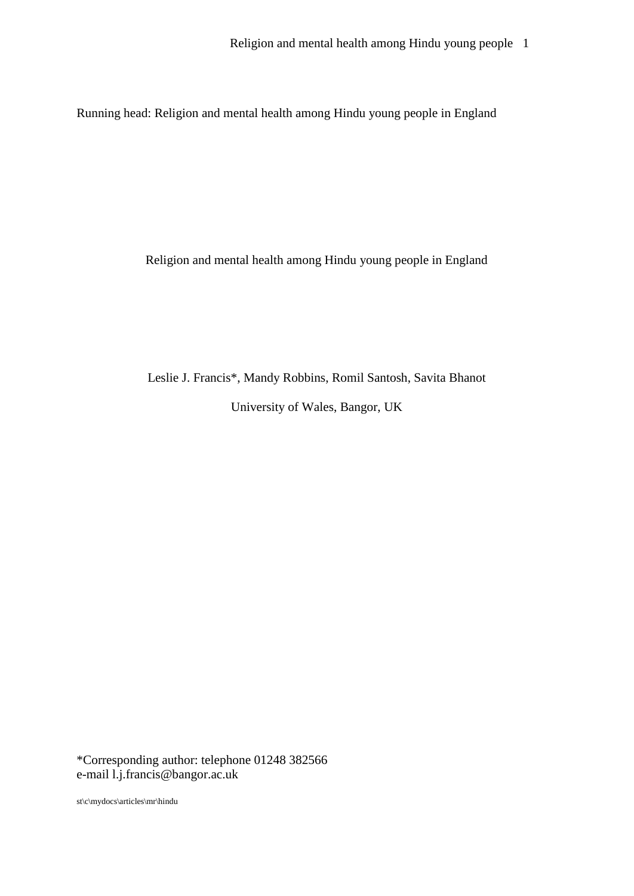Running head: Religion and mental health among Hindu young people in England

# Religion and mental health among Hindu young people in England

Leslie J. Francis*, Mandy Robbins, Romil Santosh, Savita Bhanot

University of Wales, Bangor, UK

*Corresponding author: telephone 01248 382566
e-mail l.j.francis@bangor.ac.uk

st\c\mydocs\articles\mr\hindu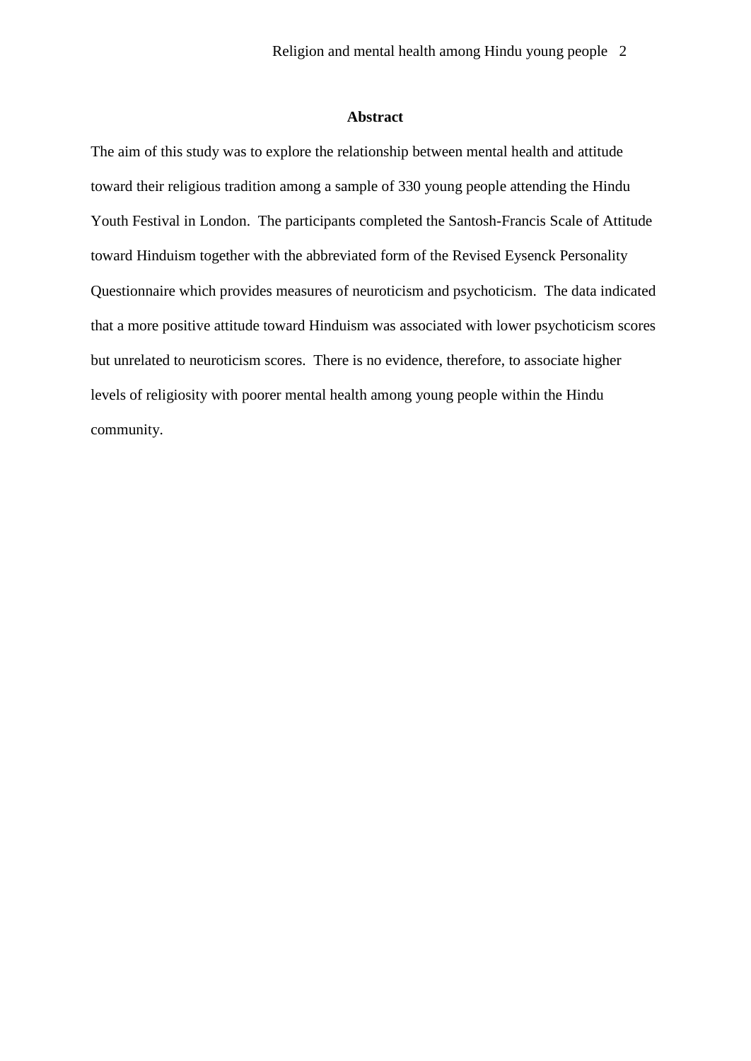## Abstract

The aim of this study was to explore the relationship between mental health and attitude toward their religious tradition among a sample of 330 young people attending the Hindu Youth Festival in London. The participants completed the Santosh-Francis Scale of Attitude toward Hinduism together with the abbreviated form of the Revised Eysenck Personality Questionnaire which provides measures of neuroticism and psychoticism. The data indicated that a more positive attitude toward Hinduism was associated with lower psychoticism scores but unrelated to neuroticism scores. There is no evidence, therefore, to associate higher levels of religiosity with poorer mental health among young people within the Hindu community.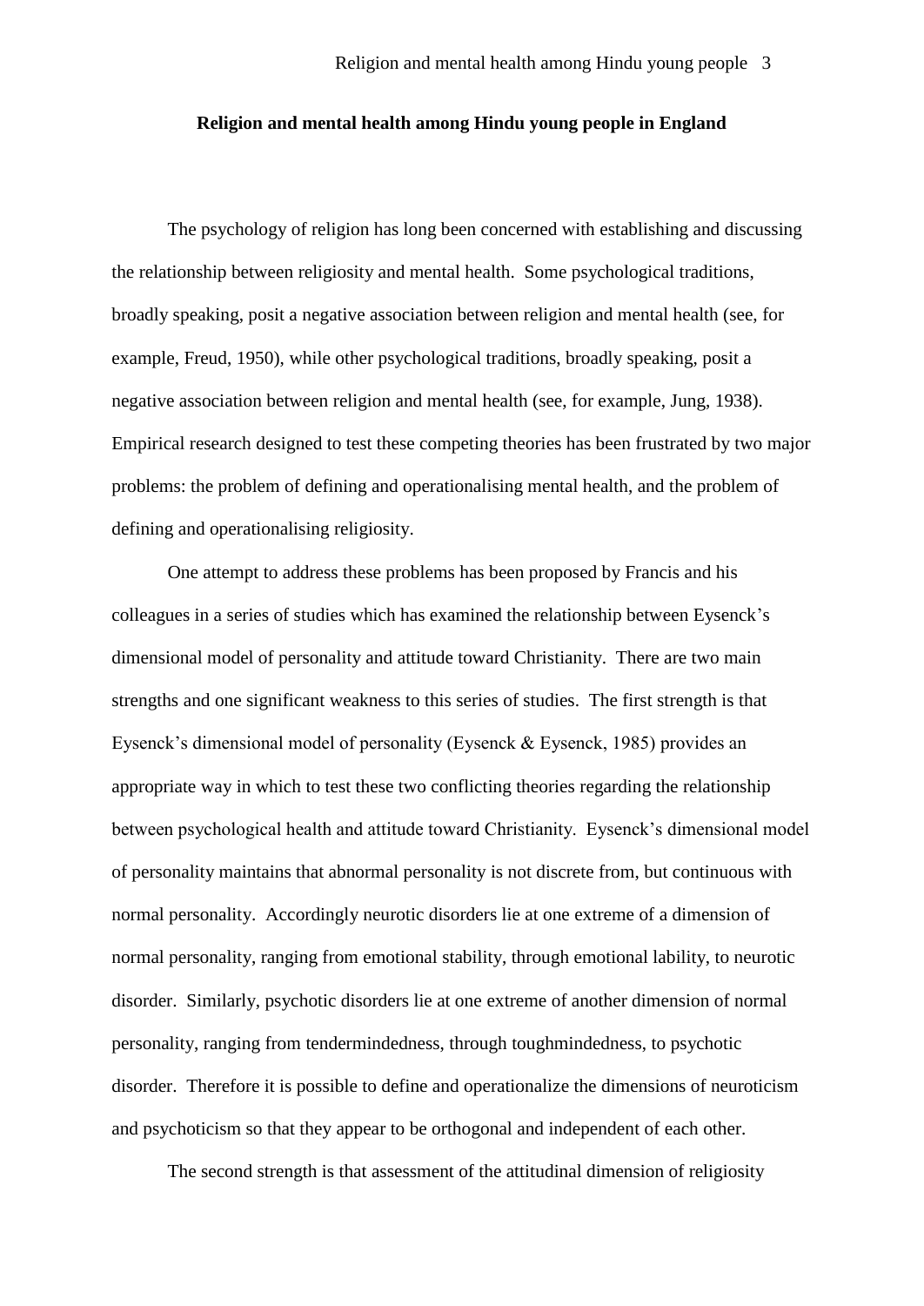**Religion and mental health among Hindu young people in England**

The psychology of religion has long been concerned with establishing and discussing the relationship between religiosity and mental health. Some psychological traditions, broadly speaking, posit a negative association between religion and mental health (see, for example, Freud, 1950), while other psychological traditions, broadly speaking, posit a negative association between religion and mental health (see, for example, Jung, 1938). Empirical research designed to test these competing theories has been frustrated by two major problems: the problem of defining and operationalising mental health, and the problem of defining and operationalising religiosity.

One attempt to address these problems has been proposed by Francis and his colleagues in a series of studies which has examined the relationship between Eysenck's dimensional model of personality and attitude toward Christianity. There are two main strengths and one significant weakness to this series of studies. The first strength is that Eysenck's dimensional model of personality (Eysenck & Eysenck, 1985) provides an appropriate way in which to test these two conflicting theories regarding the relationship between psychological health and attitude toward Christianity. Eysenck's dimensional model of personality maintains that abnormal personality is not discrete from, but continuous with normal personality. Accordingly neurotic disorders lie at one extreme of a dimension of normal personality, ranging from emotional stability, through emotional lability, to neurotic disorder. Similarly, psychotic disorders lie at one extreme of another dimension of normal personality, ranging from tendermindedness, through toughmindedness, to psychotic disorder. Therefore it is possible to define and operationalize the dimensions of neuroticism and psychoticism so that they appear to be orthogonal and independent of each other.

The second strength is that assessment of the attitudinal dimension of religiosity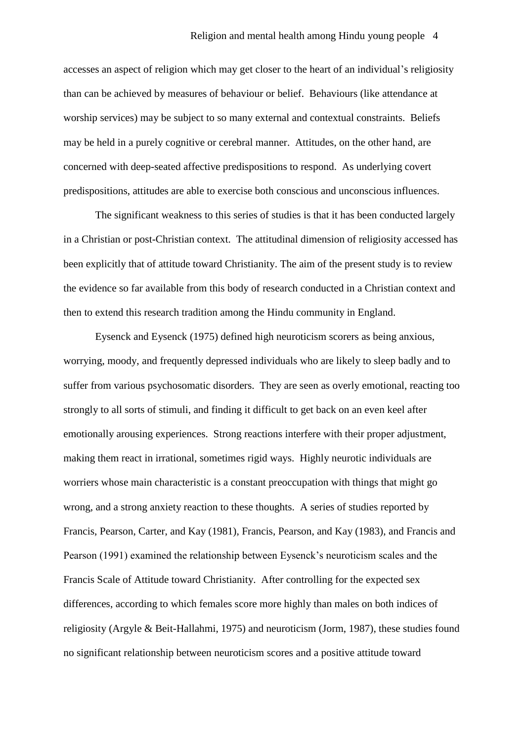accesses an aspect of religion which may get closer to the heart of an individual's religiosity than can be achieved by measures of behaviour or belief. Behaviours (like attendance at worship services) may be subject to so many external and contextual constraints. Beliefs may be held in a purely cognitive or cerebral manner. Attitudes, on the other hand, are concerned with deep-seated affective predispositions to respond. As underlying covert predispositions, attitudes are able to exercise both conscious and unconscious influences.

The significant weakness to this series of studies is that it has been conducted largely in a Christian or post-Christian context. The attitudinal dimension of religiosity accessed has been explicitly that of attitude toward Christianity. The aim of the present study is to review the evidence so far available from this body of research conducted in a Christian context and then to extend this research tradition among the Hindu community in England.

Eysenck and Eysenck (1975) defined high neuroticism scorers as being anxious, worrying, moody, and frequently depressed individuals who are likely to sleep badly and to suffer from various psychosomatic disorders. They are seen as overly emotional, reacting too strongly to all sorts of stimuli, and finding it difficult to get back on an even keel after emotionally arousing experiences. Strong reactions interfere with their proper adjustment, making them react in irrational, sometimes rigid ways. Highly neurotic individuals are worriers whose main characteristic is a constant preoccupation with things that might go wrong, and a strong anxiety reaction to these thoughts. A series of studies reported by Francis, Pearson, Carter, and Kay (1981), Francis, Pearson, and Kay (1983), and Francis and Pearson (1991) examined the relationship between Eysenck's neuroticism scales and the Francis Scale of Attitude toward Christianity. After controlling for the expected sex differences, according to which females score more highly than males on both indices of religiosity (Argyle & Beit-Hallahmi, 1975) and neuroticism (Jorm, 1987), these studies found no significant relationship between neuroticism scores and a positive attitude toward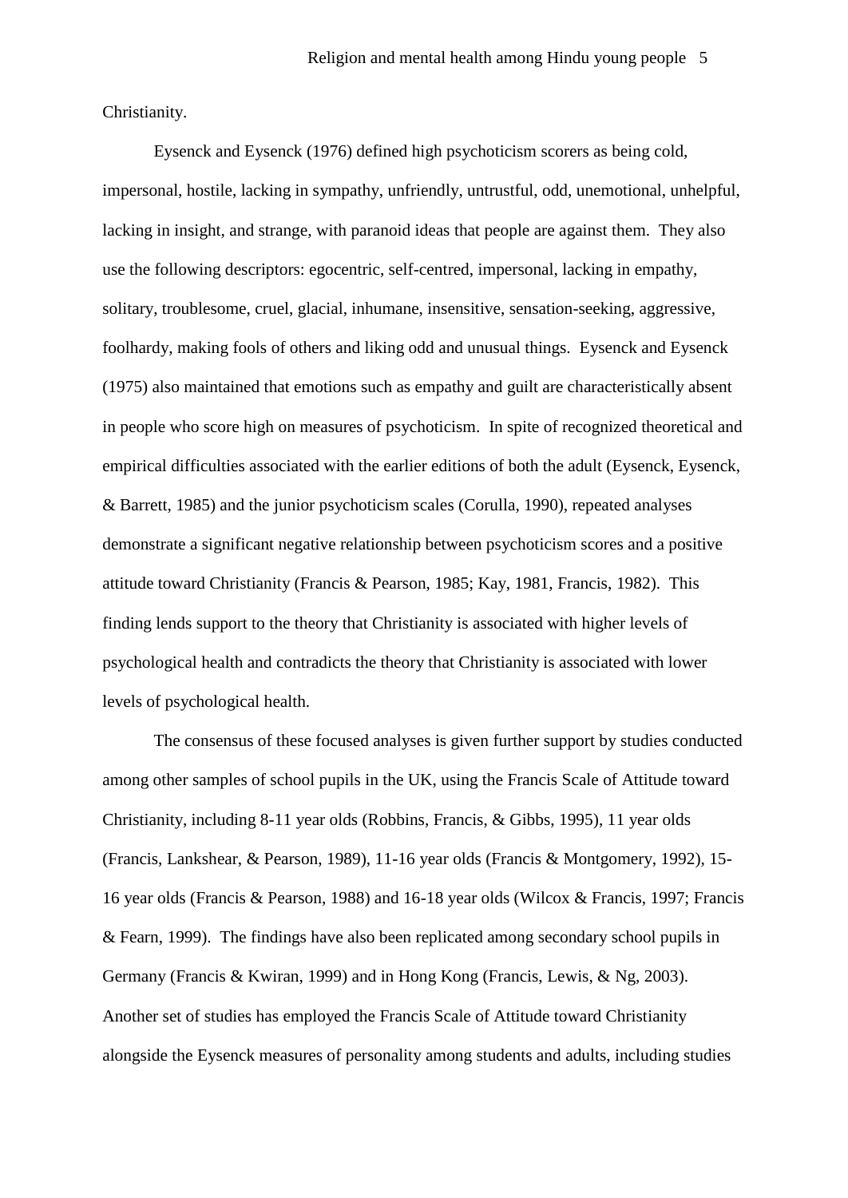Christianity.

Eysenck and Eysenck (1976) defined high psychoticism scorers as being cold, impersonal, hostile, lacking in sympathy, unfriendly, untrustful, odd, unemotional, unhelpful, lacking in insight, and strange, with paranoid ideas that people are against them. They also use the following descriptors: egocentric, self-centred, impersonal, lacking in empathy, solitary, troublesome, cruel, glacial, inhumane, insensitive, sensation-seeking, aggressive, foolhardy, making fools of others and liking odd and unusual things. Eysenck and Eysenck (1975) also maintained that emotions such as empathy and guilt are characteristically absent in people who score high on measures of psychoticism. In spite of recognized theoretical and empirical difficulties associated with the earlier editions of both the adult (Eysenck, Eysenck, & Barrett, 1985) and the junior psychoticism scales (Corulla, 1990), repeated analyses demonstrate a significant negative relationship between psychoticism scores and a positive attitude toward Christianity (Francis & Pearson, 1985; Kay, 1981, Francis, 1982). This finding lends support to the theory that Christianity is associated with higher levels of psychological health and contradicts the theory that Christianity is associated with lower levels of psychological health.

The consensus of these focused analyses is given further support by studies conducted among other samples of school pupils in the UK, using the Francis Scale of Attitude toward Christianity, including 8-11 year olds (Robbins, Francis, & Gibbs, 1995), 11 year olds (Francis, Lankshear, & Pearson, 1989), 11-16 year olds (Francis & Montgomery, 1992), 15-16 year olds (Francis & Pearson, 1988) and 16-18 year olds (Wilcox & Francis, 1997; Francis & Fearn, 1999). The findings have also been replicated among secondary school pupils in Germany (Francis & Kwiran, 1999) and in Hong Kong (Francis, Lewis, & Ng, 2003). Another set of studies has employed the Francis Scale of Attitude toward Christianity alongside the Eysenck measures of personality among students and adults, including studies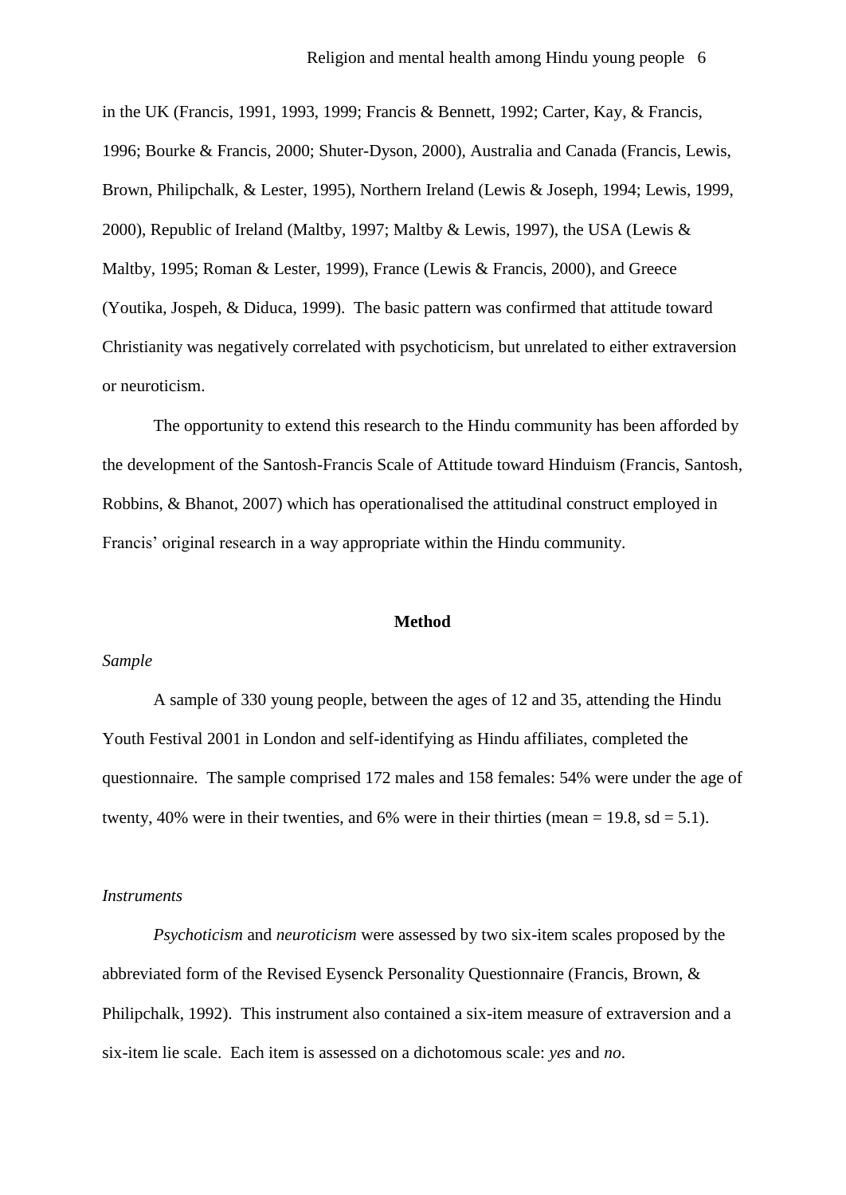in the UK (Francis, 1991, 1993, 1999; Francis & Bennett, 1992; Carter, Kay, & Francis, 1996; Bourke & Francis, 2000; Shuter-Dyson, 2000), Australia and Canada (Francis, Lewis, Brown, Philipchalk, & Lester, 1995), Northern Ireland (Lewis & Joseph, 1994; Lewis, 1999, 2000), Republic of Ireland (Maltby, 1997; Maltby & Lewis, 1997), the USA (Lewis & Maltby, 1995; Roman & Lester, 1999), France (Lewis & Francis, 2000), and Greece (Youtika, Jospeh, & Diduca, 1999). The basic pattern was confirmed that attitude toward Christianity was negatively correlated with psychoticism, but unrelated to either extraversion or neuroticism.

The opportunity to extend this research to the Hindu community has been afforded by the development of the Santosh-Francis Scale of Attitude toward Hinduism (Francis, Santosh, Robbins, & Bhanot, 2007) which has operationalised the attitudinal construct employed in Francis' original research in a way appropriate within the Hindu community.

## Method

*Sample*

A sample of 330 young people, between the ages of 12 and 35, attending the Hindu Youth Festival 2001 in London and self-identifying as Hindu affiliates, completed the questionnaire. The sample comprised 172 males and 158 females: 54% were under the age of twenty, 40% were in their twenties, and 6% were in their thirties (mean = 19.8, sd = 5.1).

*Instruments*

*Psychoticism* and *neuroticism* were assessed by two six-item scales proposed by the abbreviated form of the Revised Eysenck Personality Questionnaire (Francis, Brown, & Philipchalk, 1992). This instrument also contained a six-item measure of extraversion and a six-item lie scale. Each item is assessed on a dichotomous scale: *yes* and *no*.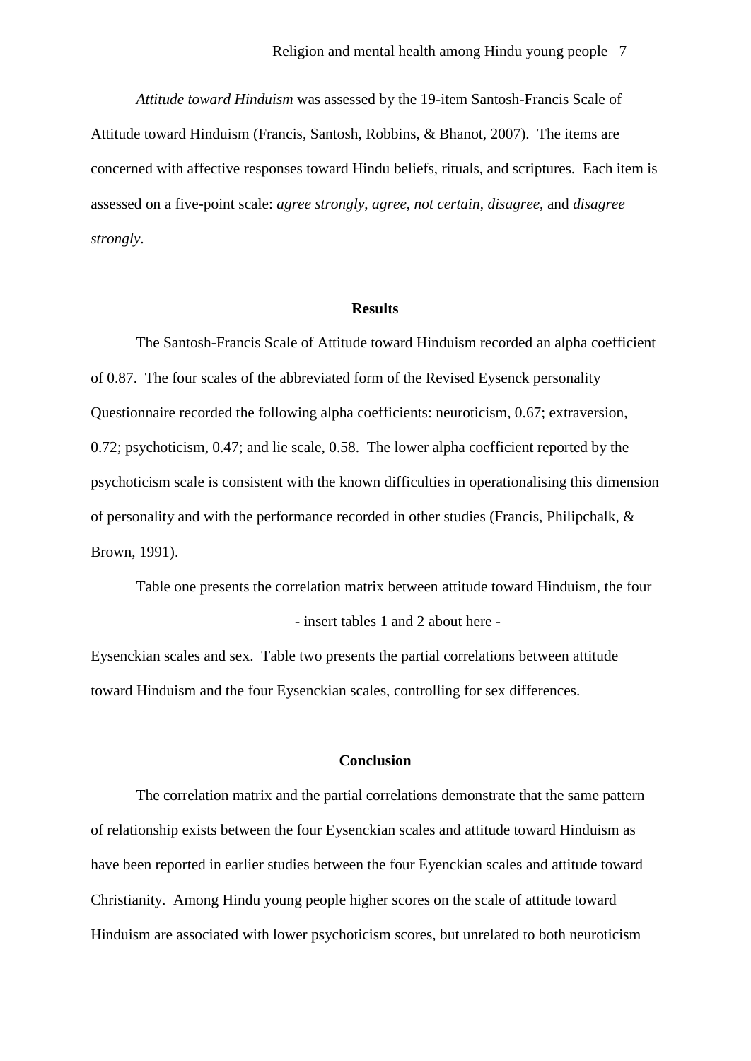*Attitude toward Hinduism* was assessed by the 19-item Santosh-Francis Scale of Attitude toward Hinduism (Francis, Santosh, Robbins, & Bhanot, 2007). The items are concerned with affective responses toward Hindu beliefs, rituals, and scriptures. Each item is assessed on a five-point scale: *agree strongly*, *agree*, *not certain*, *disagree*, and *disagree strongly*.

## Results

The Santosh-Francis Scale of Attitude toward Hinduism recorded an alpha coefficient of 0.87. The four scales of the abbreviated form of the Revised Eysenck personality Questionnaire recorded the following alpha coefficients: neuroticism, 0.67; extraversion, 0.72; psychoticism, 0.47; and lie scale, 0.58. The lower alpha coefficient reported by the psychoticism scale is consistent with the known difficulties in operationalising this dimension of personality and with the performance recorded in other studies (Francis, Philipchalk, & Brown, 1991).

Table one presents the correlation matrix between attitude toward Hinduism, the four

- insert tables 1 and 2 about here -

Eysenckian scales and sex. Table two presents the partial correlations between attitude toward Hinduism and the four Eysenckian scales, controlling for sex differences.

## Conclusion

The correlation matrix and the partial correlations demonstrate that the same pattern of relationship exists between the four Eysenckian scales and attitude toward Hinduism as have been reported in earlier studies between the four Eyenckian scales and attitude toward Christianity. Among Hindu young people higher scores on the scale of attitude toward Hinduism are associated with lower psychoticism scores, but unrelated to both neuroticism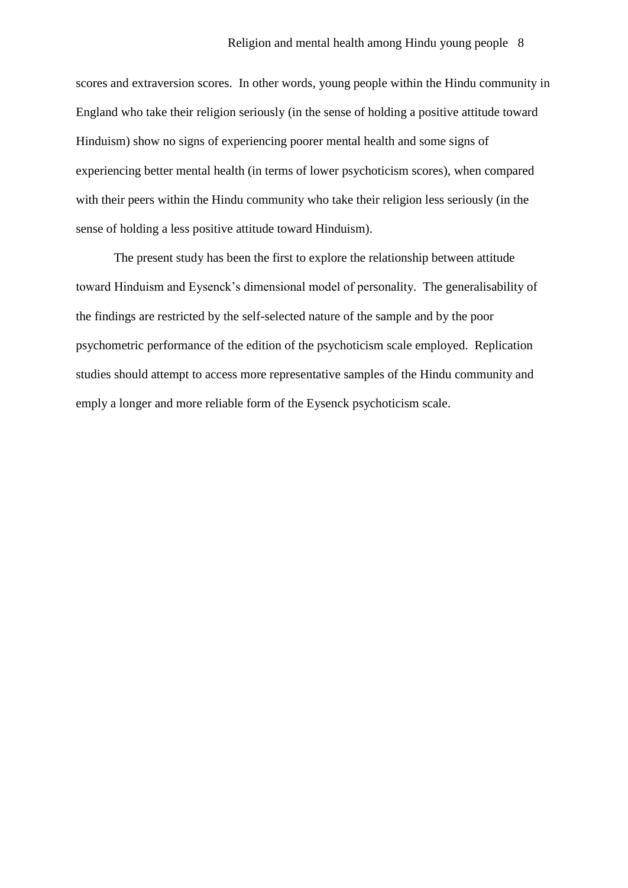scores and extraversion scores. In other words, young people within the Hindu community in England who take their religion seriously (in the sense of holding a positive attitude toward Hinduism) show no signs of experiencing poorer mental health and some signs of experiencing better mental health (in terms of lower psychoticism scores), when compared with their peers within the Hindu community who take their religion less seriously (in the sense of holding a less positive attitude toward Hinduism).

The present study has been the first to explore the relationship between attitude toward Hinduism and Eysenck's dimensional model of personality. The generalisability of the findings are restricted by the self-selected nature of the sample and by the poor psychometric performance of the edition of the psychoticism scale employed. Replication studies should attempt to access more representative samples of the Hindu community and emply a longer and more reliable form of the Eysenck psychoticism scale.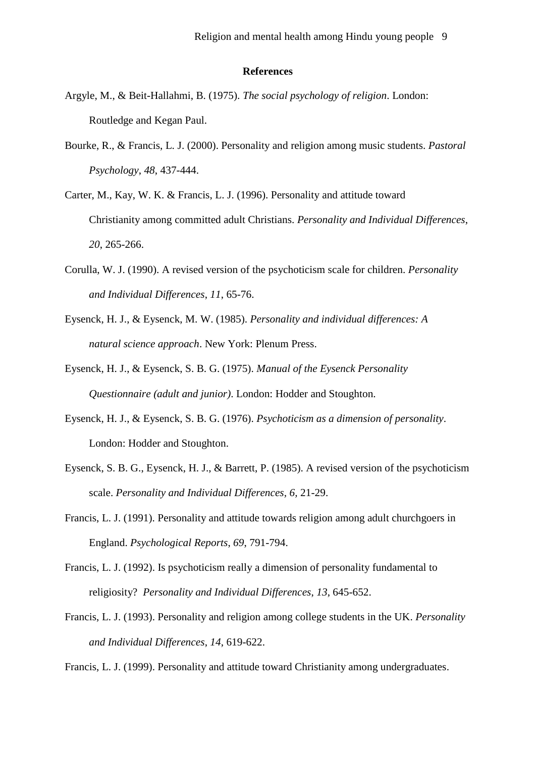**References**

Argyle, M., & Beit-Hallahmi, B. (1975). *The social psychology of religion*. London: Routledge and Kegan Paul.

Bourke, R., & Francis, L. J. (2000). Personality and religion among music students. *Pastoral Psychology*, *48*, 437-444.

Carter, M., Kay, W. K. & Francis, L. J. (1996). Personality and attitude toward Christianity among committed adult Christians. *Personality and Individual Differences*, *20*, 265-266.

Corulla, W. J. (1990). A revised version of the psychoticism scale for children. *Personality and Individual Differences*, *11*, 65-76.

Eysenck, H. J., & Eysenck, M. W. (1985). *Personality and individual differences: A natural science approach*. New York: Plenum Press.

Eysenck, H. J., & Eysenck, S. B. G. (1975). *Manual of the Eysenck Personality Questionnaire (adult and junior)*. London: Hodder and Stoughton.

Eysenck, H. J., & Eysenck, S. B. G. (1976). *Psychoticism as a dimension of personality*. London: Hodder and Stoughton.

Eysenck, S. B. G., Eysenck, H. J., & Barrett, P. (1985). A revised version of the psychoticism scale. *Personality and Individual Differences, 6*, 21-29.

Francis, L. J. (1991). Personality and attitude towards religion among adult churchgoers in England. *Psychological Reports*, *69*, 791-794.

Francis, L. J. (1992). Is psychoticism really a dimension of personality fundamental to religiosity? *Personality and Individual Differences*, *13*, 645-652.

Francis, L. J. (1993). Personality and religion among college students in the UK. *Personality and Individual Differences*, *14*, 619-622.

Francis, L. J. (1999). Personality and attitude toward Christianity among undergraduates.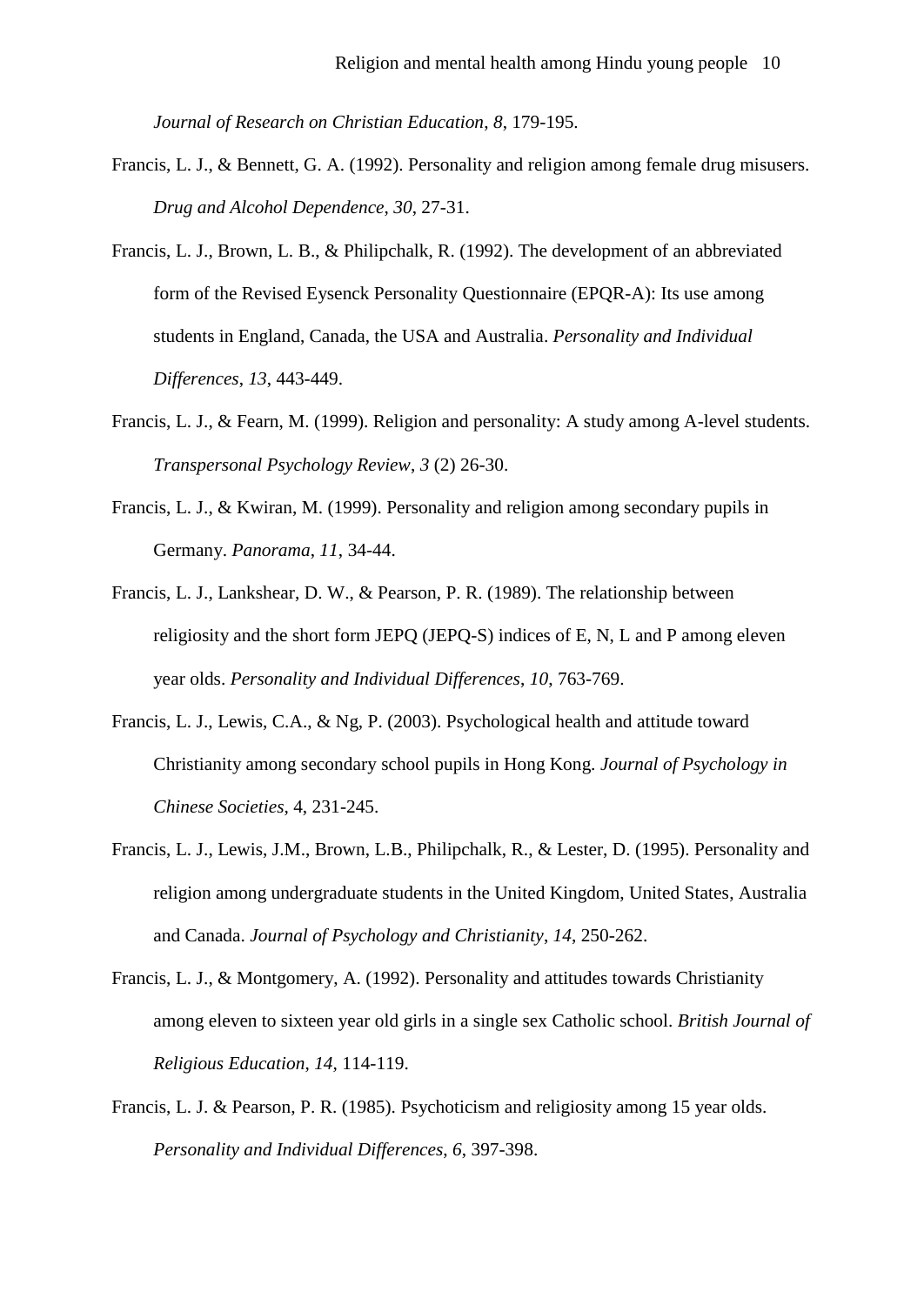*Journal of Research on Christian Education*, *8*, 179-195.

Francis, L. J., & Bennett, G. A. (1992). Personality and religion among female drug misusers. *Drug and Alcohol Dependence*, *30*, 27-31.

Francis, L. J., Brown, L. B., & Philipchalk, R. (1992). The development of an abbreviated form of the Revised Eysenck Personality Questionnaire (EPQR-A): Its use among students in England, Canada, the USA and Australia. *Personality and Individual Differences*, *13*, 443-449.

Francis, L. J., & Fearn, M. (1999). Religion and personality: A study among A-level students. *Transpersonal Psychology Review*, *3* (2) 26-30.

Francis, L. J., & Kwiran, M. (1999). Personality and religion among secondary pupils in Germany. *Panorama*, *11*, 34-44.

Francis, L. J., Lankshear, D. W., & Pearson, P. R. (1989). The relationship between religiosity and the short form JEPQ (JEPQ-S) indices of E, N, L and P among eleven year olds. *Personality and Individual Differences*, *10*, 763-769.

Francis, L. J., Lewis, C.A., & Ng, P. (2003). Psychological health and attitude toward Christianity among secondary school pupils in Hong Kong. *Journal of Psychology in Chinese Societies*, 4, 231-245.

Francis, L. J., Lewis, J.M., Brown, L.B., Philipchalk, R., & Lester, D. (1995). Personality and religion among undergraduate students in the United Kingdom, United States, Australia and Canada. *Journal of Psychology and Christianity*, *14*, 250-262.

Francis, L. J., & Montgomery, A. (1992). Personality and attitudes towards Christianity among eleven to sixteen year old girls in a single sex Catholic school. *British Journal of Religious Education*, *14*, 114-119.

Francis, L. J. & Pearson, P. R. (1985). Psychoticism and religiosity among 15 year olds. *Personality and Individual Differences*, *6*, 397-398.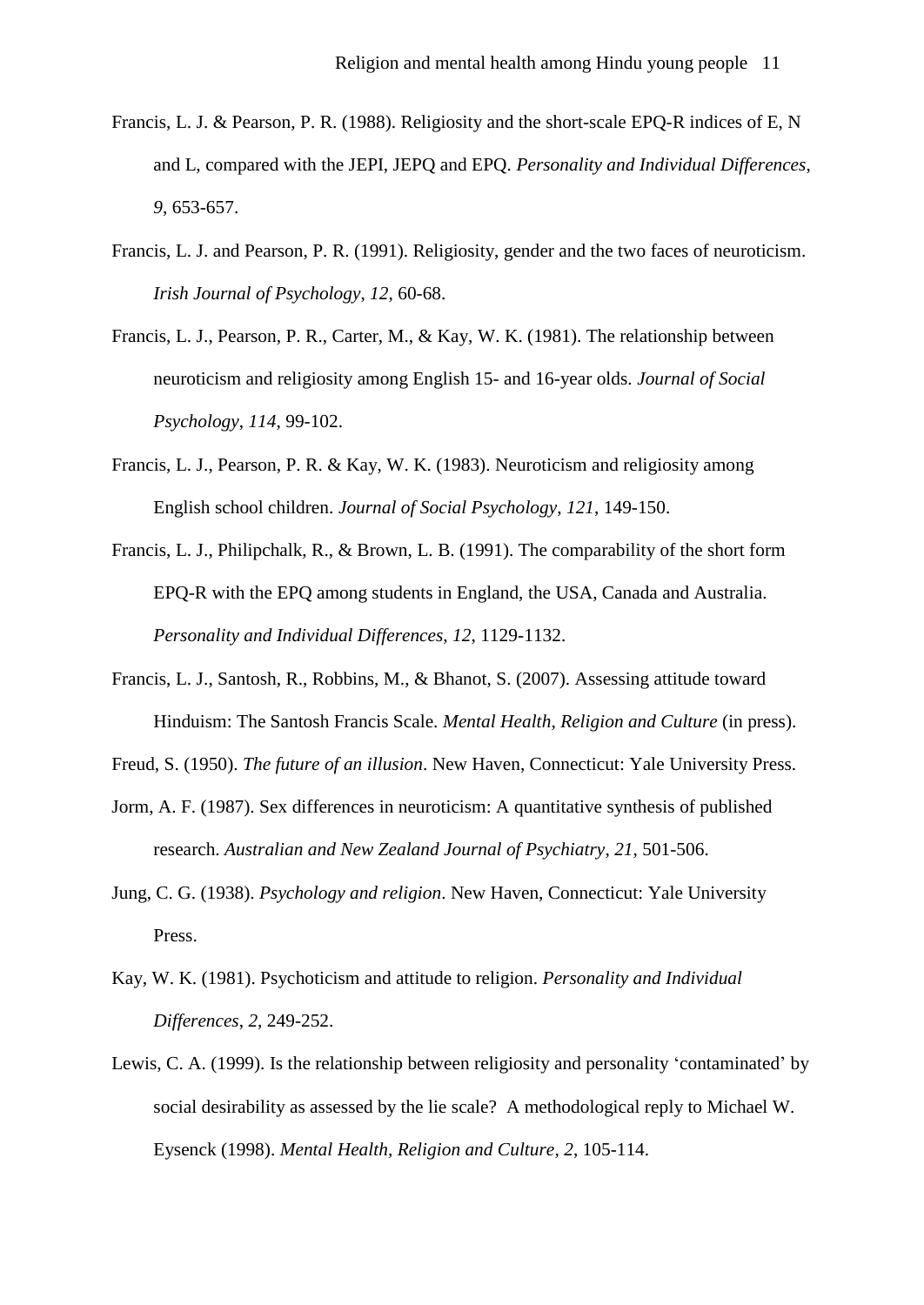Francis, L. J. & Pearson, P. R. (1988). Religiosity and the short-scale EPQ-R indices of E, N and L, compared with the JEPI, JEPQ and EPQ. *Personality and Individual Differences*, *9*, 653-657.

Francis, L. J. and Pearson, P. R. (1991). Religiosity, gender and the two faces of neuroticism. *Irish Journal of Psychology*, *12*, 60-68.

Francis, L. J., Pearson, P. R., Carter, M., & Kay, W. K. (1981). The relationship between neuroticism and religiosity among English 15- and 16-year olds. *Journal of Social Psychology*, *114*, 99-102.

Francis, L. J., Pearson, P. R. & Kay, W. K. (1983). Neuroticism and religiosity among English school children. *Journal of Social Psychology*, *121*, 149-150.

Francis, L. J., Philipchalk, R., & Brown, L. B. (1991). The comparability of the short form EPQ-R with the EPQ among students in England, the USA, Canada and Australia. *Personality and Individual Differences*, *12*, 1129-1132.

Francis, L. J., Santosh, R., Robbins, M., & Bhanot, S. (2007). Assessing attitude toward Hinduism: The Santosh Francis Scale. *Mental Health, Religion and Culture* (in press).

Freud, S. (1950). *The future of an illusion*. New Haven, Connecticut: Yale University Press.

Jorm, A. F. (1987). Sex differences in neuroticism: A quantitative synthesis of published research. *Australian and New Zealand Journal of Psychiatry*, *21*, 501-506.

Jung, C. G. (1938). *Psychology and religion*. New Haven, Connecticut: Yale University Press.

Kay, W. K. (1981). Psychoticism and attitude to religion. *Personality and Individual Differences*, *2*, 249-252.

Lewis, C. A. (1999). Is the relationship between religiosity and personality 'contaminated' by social desirability as assessed by the lie scale? A methodological reply to Michael W. Eysenck (1998). *Mental Health, Religion and Culture*, *2*, 105-114.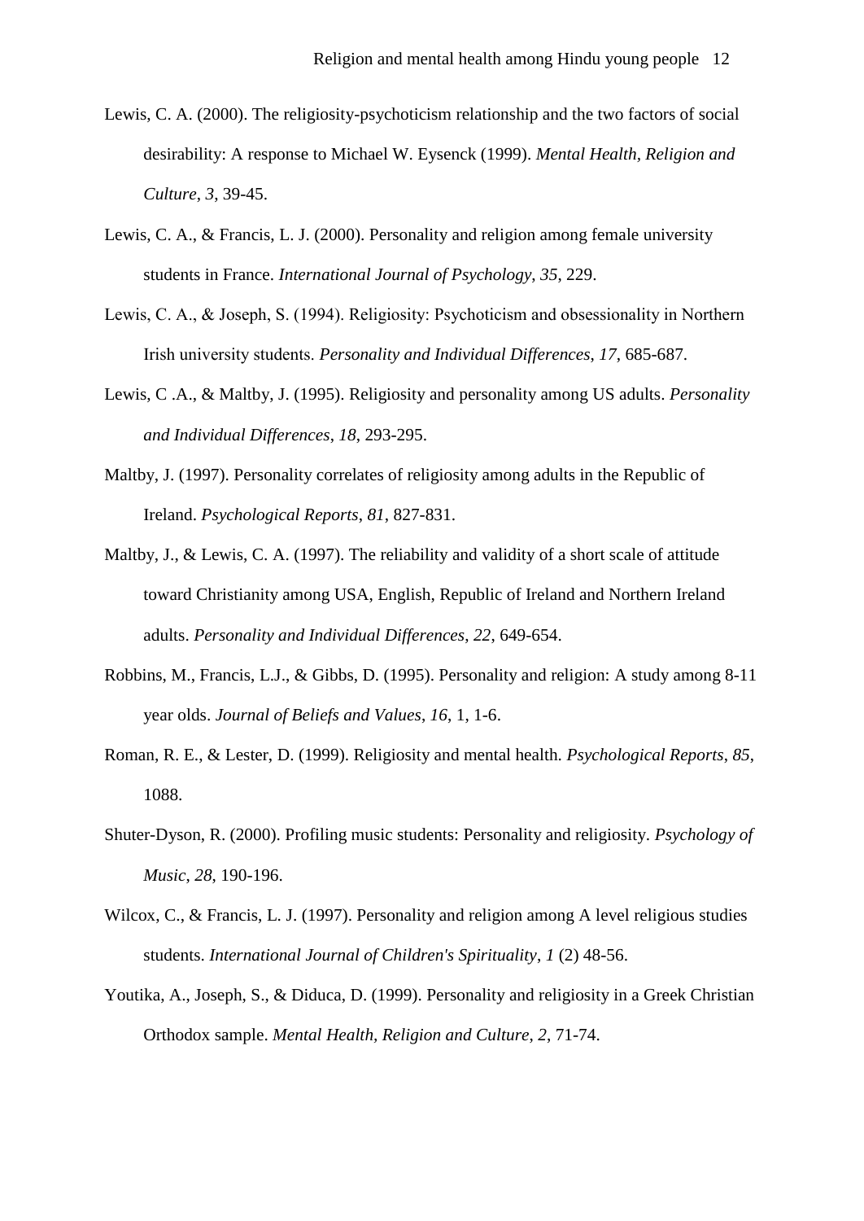Lewis, C. A. (2000). The religiosity-psychoticism relationship and the two factors of social desirability: A response to Michael W. Eysenck (1999). *Mental Health, Religion and Culture*, *3*, 39-45.

Lewis, C. A., & Francis, L. J. (2000). Personality and religion among female university students in France. *International Journal of Psychology*, *35*, 229.

Lewis, C. A., & Joseph, S. (1994). Religiosity: Psychoticism and obsessionality in Northern Irish university students. *Personality and Individual Differences*, *17*, 685-687.

Lewis, C .A., & Maltby, J. (1995). Religiosity and personality among US adults. *Personality and Individual Differences*, *18*, 293-295.

Maltby, J. (1997). Personality correlates of religiosity among adults in the Republic of Ireland. *Psychological Reports*, *81*, 827-831.

Maltby, J., & Lewis, C. A. (1997). The reliability and validity of a short scale of attitude toward Christianity among USA, English, Republic of Ireland and Northern Ireland adults. *Personality and Individual Differences*, *22*, 649-654.

Robbins, M., Francis, L.J., & Gibbs, D. (1995). Personality and religion: A study among 8-11 year olds. *Journal of Beliefs and Values*, *16*, 1, 1-6.

Roman, R. E., & Lester, D. (1999). Religiosity and mental health. *Psychological Reports*, *85*, 1088.

Shuter-Dyson, R. (2000). Profiling music students: Personality and religiosity. *Psychology of Music*, *28*, 190-196.

Wilcox, C., & Francis, L. J. (1997). Personality and religion among A level religious studies students. *International Journal of Children's Spirituality*, *1* (2) 48-56.

Youtika, A., Joseph, S., & Diduca, D. (1999). Personality and religiosity in a Greek Christian Orthodox sample. *Mental Health, Religion and Culture*, *2*, 71-74.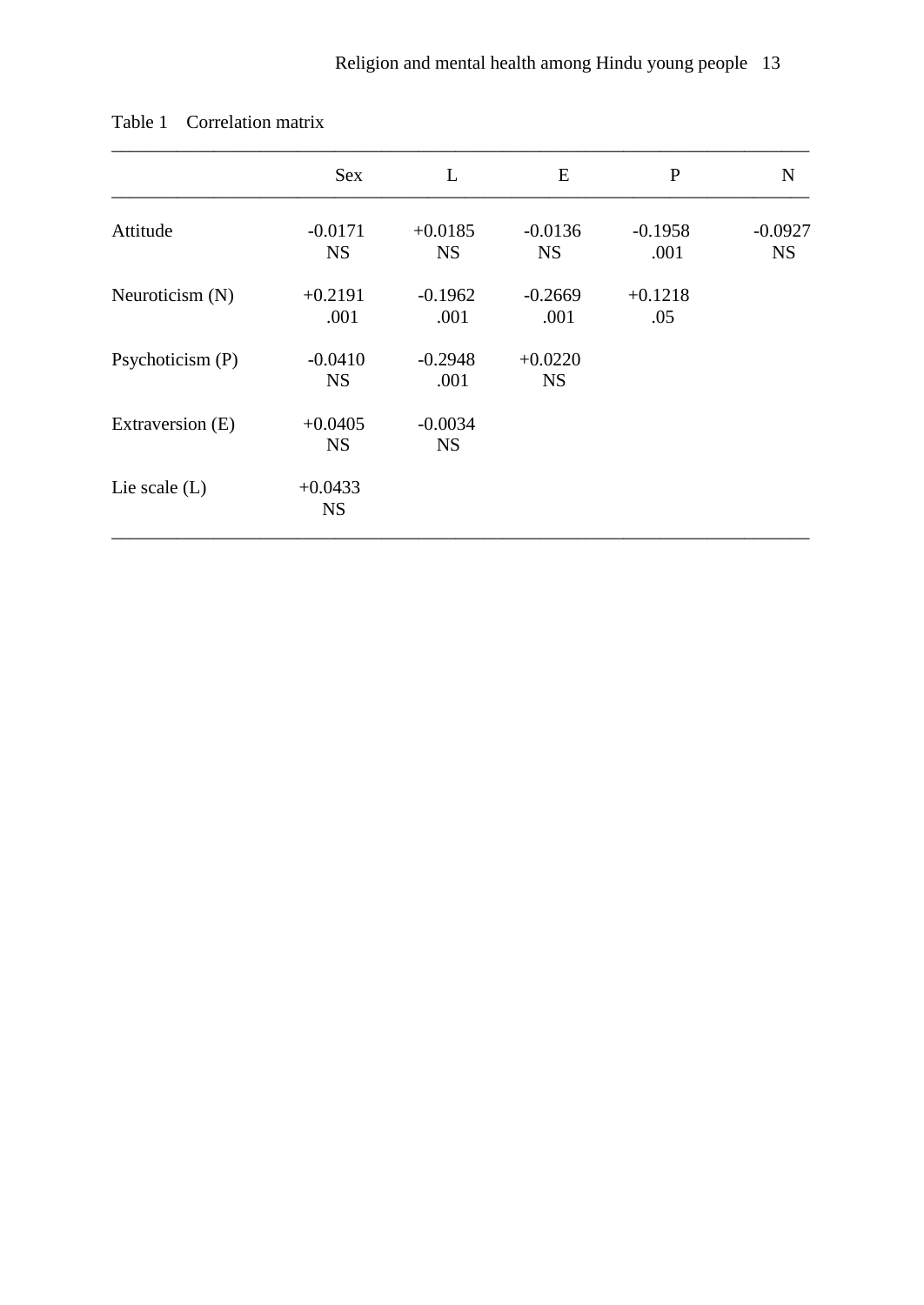Table 1 Correlation matrix

| | Sex | L | E | P | N |
|---|---|---|---|---|---|
| Attitude | -0.0171<br>NS | +0.0185<br>NS | -0.0136<br>NS | -0.1958<br>.001 | -0.0927<br>NS |
| Neuroticism (N) | +0.2191<br>.001 | -0.1962<br>.001 | -0.2669<br>.001 | +0.1218<br>.05 | |
| Psychoticism (P) | -0.0410<br>NS | -0.2948<br>.001 | +0.0220<br>NS | | |
| Extraversion (E) | +0.0405<br>NS | -0.0034<br>NS | | | |
| Lie scale (L) | +0.0433<br>NS | | | | |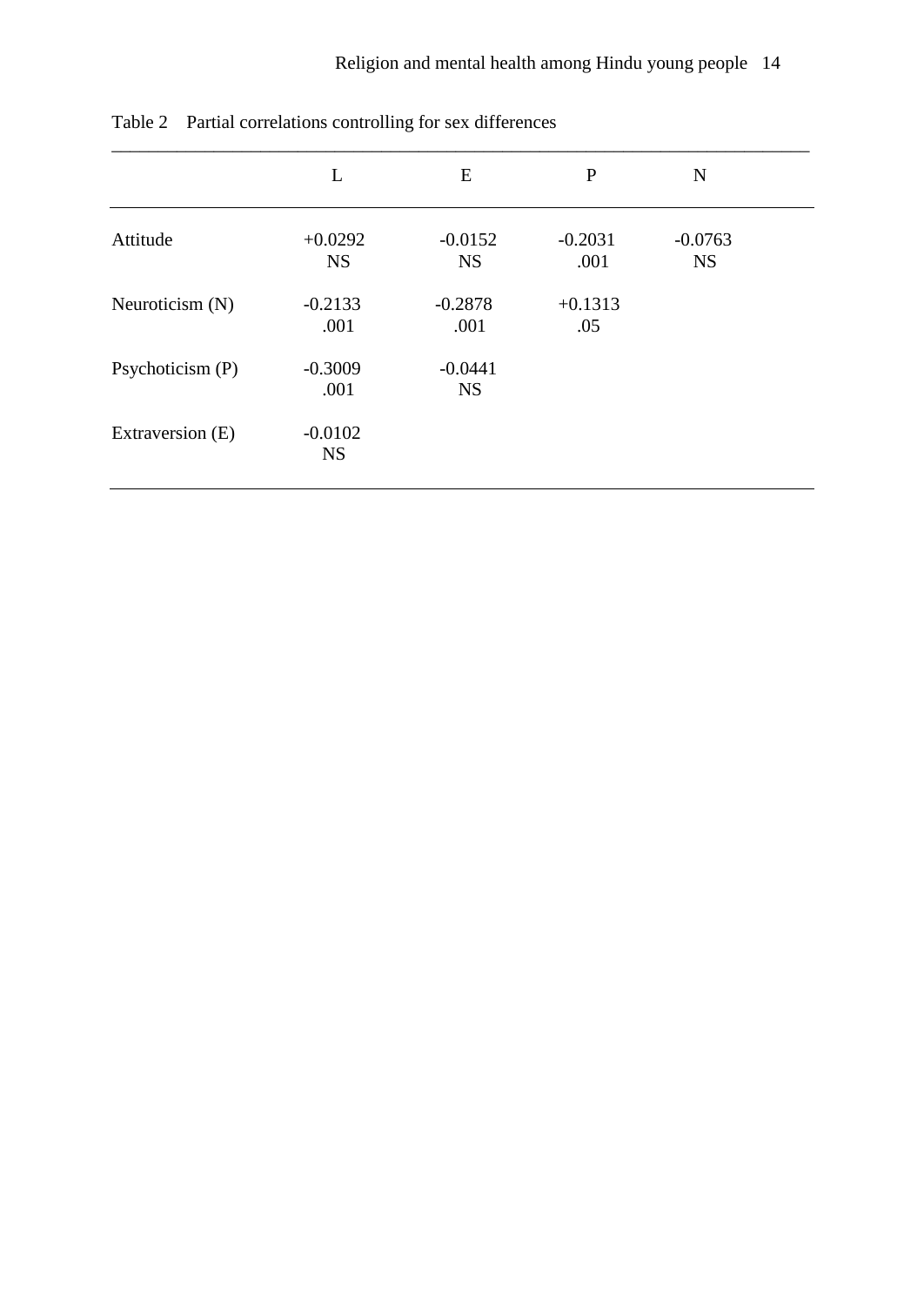Table 2 Partial correlations controlling for sex differences

| | L | E | P | N |
|---|---|---|---|---|
| Attitude | +0.0292<br>NS | -0.0152<br>NS | -0.2031<br>.001 | -0.0763<br>NS |
| Neuroticism (N) | -0.2133<br>.001 | -0.2878<br>.001 | +0.1313<br>.05 | |
| Psychoticism (P) | -0.3009<br>.001 | -0.0441<br>NS | | |
| Extraversion (E) | -0.0102<br>NS | | | |